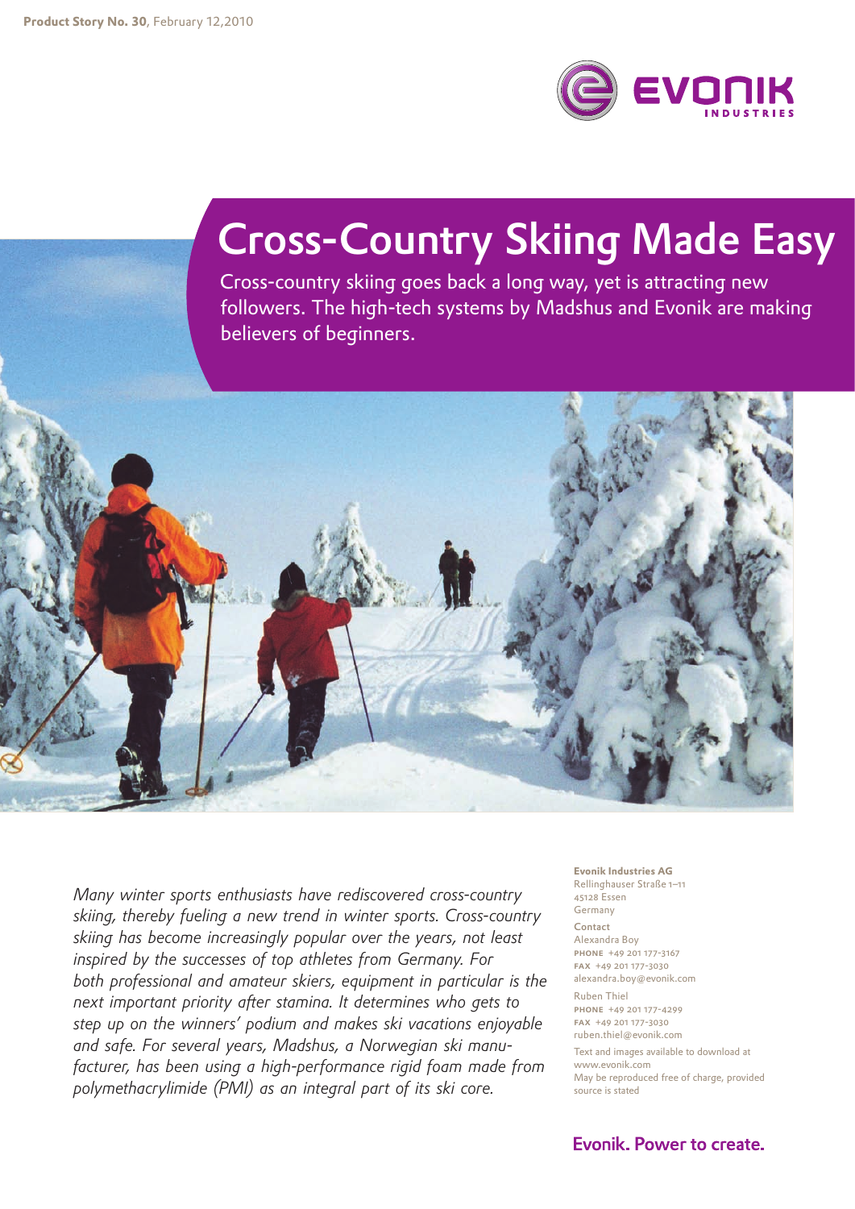**Product Story No. 30**, February 12,2010

# Cross-Country Skiing Made Easy

Cross-country skiing goes back a long way, yet is attracting new followers. The high-tech systems by Madshus and Evonik are making believers of beginners.

*Many winter sports enthusiasts have rediscovered cross-country skiing, thereby fueling a new trend in winter sports. Cross-country skiing has become increasingly popular over the years, not least inspired by the successes of top athletes from Germany. For both professional and amateur skiers, equipment in particular is the next important priority after stamina. It determines who gets to step up on the winners' podium and makes ski vacations enjoyable and safe. For several years, Madshus, a Norwegian ski manufacturer, has been using a high-performance rigid foam made from polymethacrylimide (PMI) as an integral part of its ski core.*

**Evonik Industries AG**
Rellinghauser Straße 1–11
45128 Essen
Germany

**Contact**
Alexandra Boy
PHONE +49 201 177-3167
FAX +49 201 177-3030
alexandra.boy@evonik.com

Ruben Thiel
PHONE +49 201 177-4299
FAX +49 201 177-3030
ruben.thiel@evonik.com

Text and images available to download at www.evonik.com
May be reproduced free of charge, provided source is stated

Evonik. Power to create.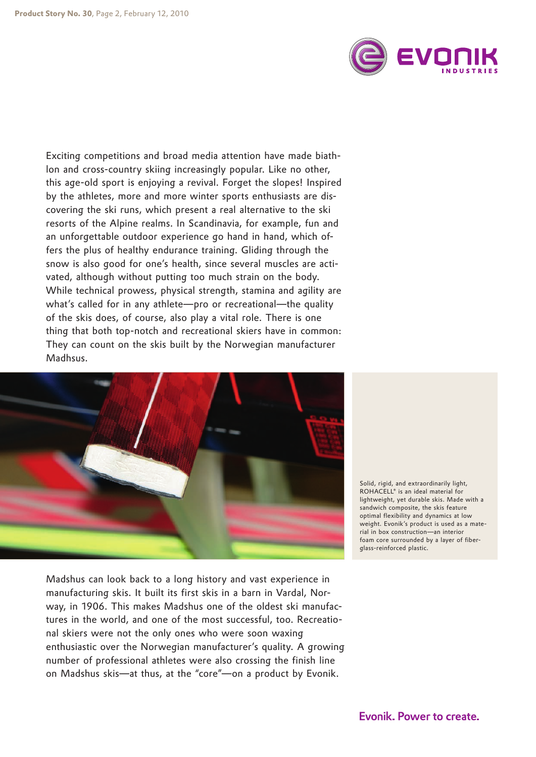Exciting competitions and broad media attention have made biathlon and cross-country skiing increasingly popular. Like no other, this age-old sport is enjoying a revival. Forget the slopes! Inspired by the athletes, more and more winter sports enthusiasts are discovering the ski runs, which present a real alternative to the ski resorts of the Alpine realms. In Scandinavia, for example, fun and an unforgettable outdoor experience go hand in hand, which offers the plus of healthy endurance training. Gliding through the snow is also good for one's health, since several muscles are activated, although without putting too much strain on the body. While technical prowess, physical strength, stamina and agility are what's called for in any athlete—pro or recreational—the quality of the skis does, of course, also play a vital role. There is one thing that both top-notch and recreational skiers have in common: They can count on the skis built by the Norwegian manufacturer Madhsus.

Solid, rigid, and extraordinarily light, ROHACELL® is an ideal material for lightweight, yet durable skis. Made with a sandwich composite, the skis feature optimal flexibility and dynamics at low weight. Evonik's product is used as a material in box construction—an interior foam core surrounded by a layer of fiberglass-reinforced plastic.

Madshus can look back to a long history and vast experience in manufacturing skis. It built its first skis in a barn in Vardal, Norway, in 1906. This makes Madshus one of the oldest ski manufactures in the world, and one of the most successful, too. Recreational skiers were not the only ones who were soon waxing enthusiastic over the Norwegian manufacturer's quality. A growing number of professional athletes were also crossing the finish line on Madshus skis—at thus, at the "core"—on a product by Evonik.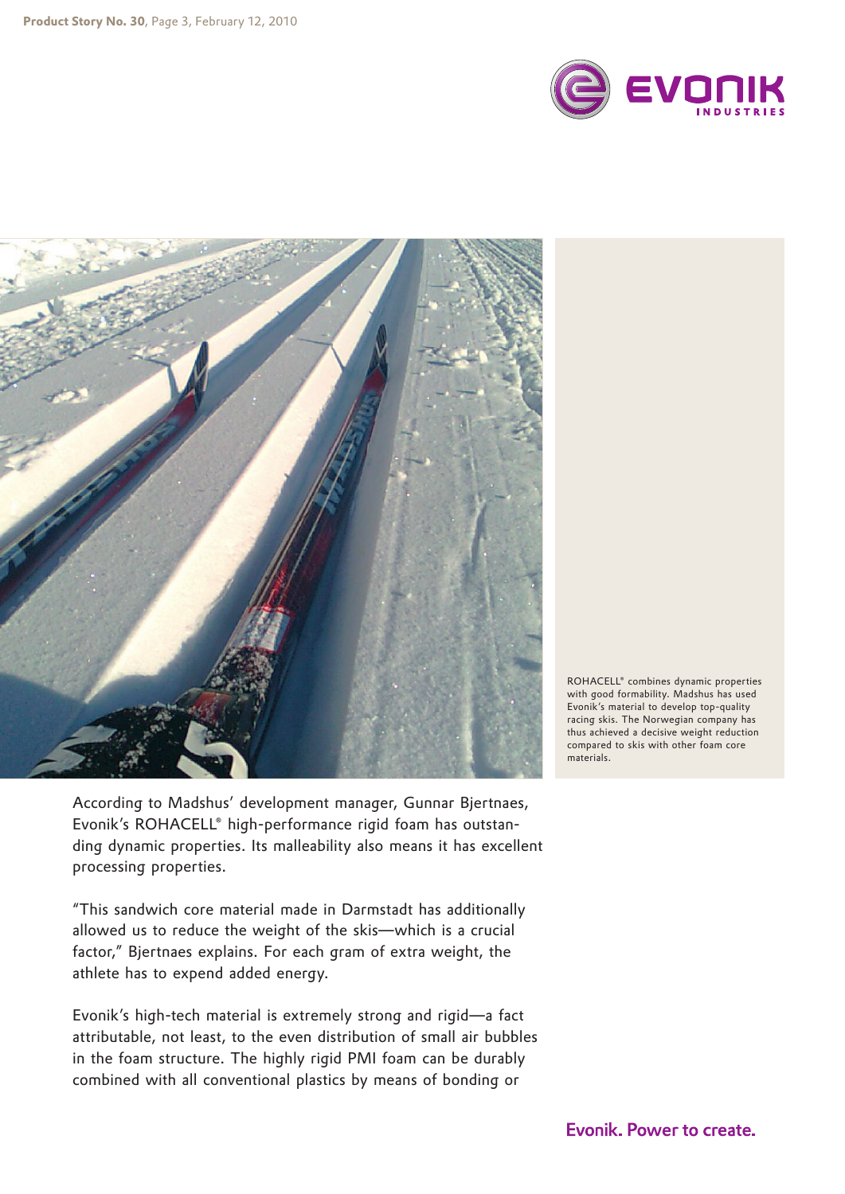ROHACELL® combines dynamic properties with good formability. Madshus has used Evonik's material to develop top-quality racing skis. The Norwegian company has thus achieved a decisive weight reduction compared to skis with other foam core materials.

According to Madshus' development manager, Gunnar Bjertnaes, Evonik's ROHACELL® high-performance rigid foam has outstanding dynamic properties. Its malleability also means it has excellent processing properties.

"This sandwich core material made in Darmstadt has additionally allowed us to reduce the weight of the skis—which is a crucial factor," Bjertnaes explains. For each gram of extra weight, the athlete has to expend added energy.

Evonik's high-tech material is extremely strong and rigid—a fact attributable, not least, to the even distribution of small air bubbles in the foam structure. The highly rigid PMI foam can be durably combined with all conventional plastics by means of bonding or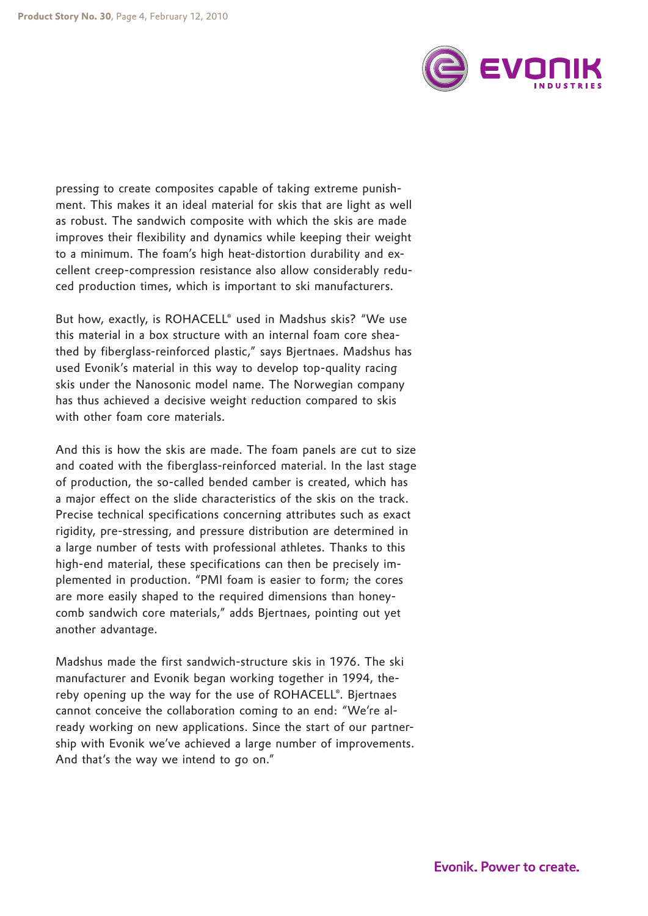pressing to create composites capable of taking extreme punishment. This makes it an ideal material for skis that are light as well as robust. The sandwich composite with which the skis are made improves their flexibility and dynamics while keeping their weight to a minimum. The foam's high heat-distortion durability and excellent creep-compression resistance also allow considerably reduced production times, which is important to ski manufacturers.

But how, exactly, is ROHACELL® used in Madshus skis? "We use this material in a box structure with an internal foam core sheathed by fiberglass-reinforced plastic," says Bjertnaes. Madshus has used Evonik's material in this way to develop top-quality racing skis under the Nanosonic model name. The Norwegian company has thus achieved a decisive weight reduction compared to skis with other foam core materials.

And this is how the skis are made. The foam panels are cut to size and coated with the fiberglass-reinforced material. In the last stage of production, the so-called bended camber is created, which has a major effect on the slide characteristics of the skis on the track. Precise technical specifications concerning attributes such as exact rigidity, pre-stressing, and pressure distribution are determined in a large number of tests with professional athletes. Thanks to this high-end material, these specifications can then be precisely implemented in production. "PMI foam is easier to form; the cores are more easily shaped to the required dimensions than honeycomb sandwich core materials," adds Bjertnaes, pointing out yet another advantage.

Madshus made the first sandwich-structure skis in 1976. The ski manufacturer and Evonik began working together in 1994, thereby opening up the way for the use of ROHACELL®. Bjertnaes cannot conceive the collaboration coming to an end: "We're already working on new applications. Since the start of our partnership with Evonik we've achieved a large number of improvements. And that's the way we intend to go on."